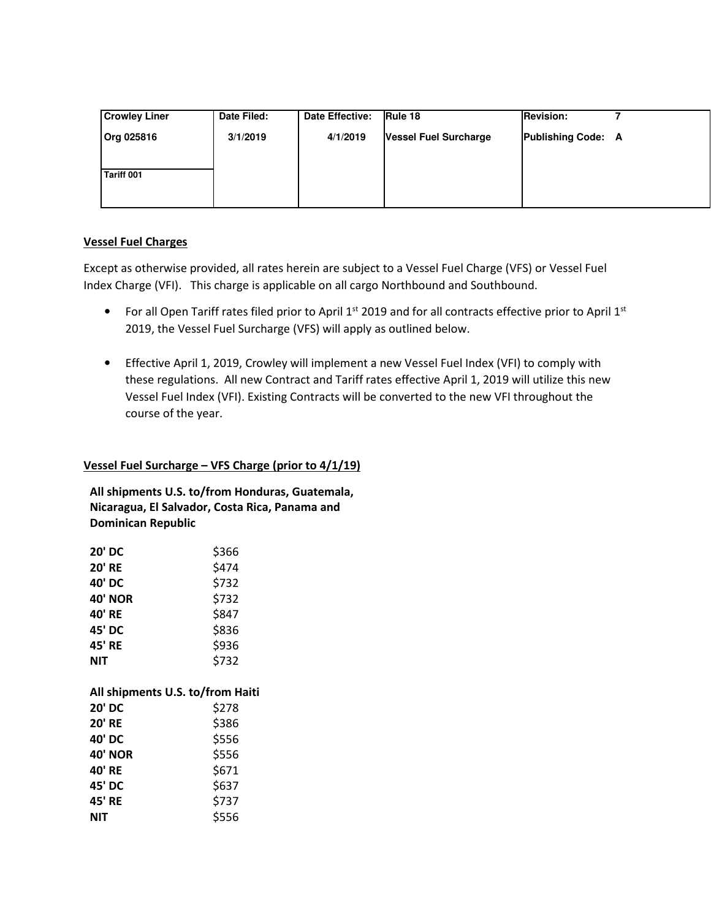| Crowley Liner | Date Filed: | Date Effective: | Rule 18 | Revision: 7 |
|---|---|---|---|---|
| Org 025816 | 3/1/2019 | 4/1/2019 | Vessel Fuel Surcharge | Publishing Code: A |
| Tariff 001 | | | | |

**Vessel Fuel Charges**

Except as otherwise provided, all rates herein are subject to a Vessel Fuel Charge (VFS) or Vessel Fuel Index Charge (VFI). This charge is applicable on all cargo Northbound and Southbound.

- For all Open Tariff rates filed prior to April 1st 2019 and for all contracts effective prior to April 1st 2019, the Vessel Fuel Surcharge (VFS) will apply as outlined below.
- Effective April 1, 2019, Crowley will implement a new Vessel Fuel Index (VFI) to comply with these regulations. All new Contract and Tariff rates effective April 1, 2019 will utilize this new Vessel Fuel Index (VFI). Existing Contracts will be converted to the new VFI throughout the course of the year.

**Vessel Fuel Surcharge – VFS Charge (prior to 4/1/19)**

**All shipments U.S. to/from Honduras, Guatemala, Nicaragua, El Salvador, Costa Rica, Panama and Dominican Republic**

| | |
|---|---|
| **20' DC** | $366 |
| **20' RE** | $474 |
| **40' DC** | $732 |
| **40' NOR** | $732 |
| **40' RE** | $847 |
| **45' DC** | $836 |
| **45' RE** | $936 |
| **NIT** | $732 |

**All shipments U.S. to/from Haiti**

| | |
|---|---|
| **20' DC** | $278 |
| **20' RE** | $386 |
| **40' DC** | $556 |
| **40' NOR** | $556 |
| **40' RE** | $671 |
| **45' DC** | $637 |
| **45' RE** | $737 |
| **NIT** | $556 |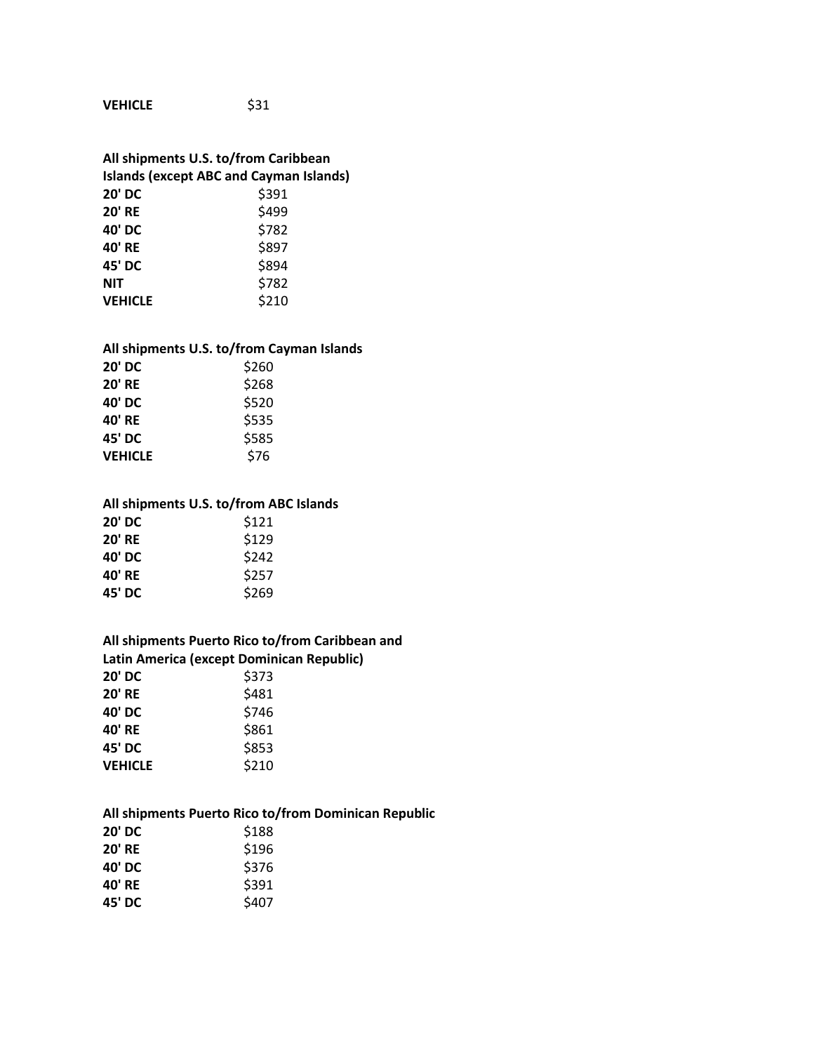| | |
|---|---|
| **VEHICLE** | $31 |

**All shipments U.S. to/from Caribbean Islands (except ABC and Cayman Islands)**

| | |
|---|---|
| **20' DC** | $391 |
| **20' RE** | $499 |
| **40' DC** | $782 |
| **40' RE** | $897 |
| **45' DC** | $894 |
| **NIT** | $782 |
| **VEHICLE** | $210 |

**All shipments U.S. to/from Cayman Islands**

| | |
|---|---|
| **20' DC** | $260 |
| **20' RE** | $268 |
| **40' DC** | $520 |
| **40' RE** | $535 |
| **45' DC** | $585 |
| **VEHICLE** | $76 |

**All shipments U.S. to/from ABC Islands**

| | |
|---|---|
| **20' DC** | $121 |
| **20' RE** | $129 |
| **40' DC** | $242 |
| **40' RE** | $257 |
| **45' DC** | $269 |

**All shipments Puerto Rico to/from Caribbean and Latin America (except Dominican Republic)**

| | |
|---|---|
| **20' DC** | $373 |
| **20' RE** | $481 |
| **40' DC** | $746 |
| **40' RE** | $861 |
| **45' DC** | $853 |
| **VEHICLE** | $210 |

**All shipments Puerto Rico to/from Dominican Republic**

| | |
|---|---|
| **20' DC** | $188 |
| **20' RE** | $196 |
| **40' DC** | $376 |
| **40' RE** | $391 |
| **45' DC** | $407 |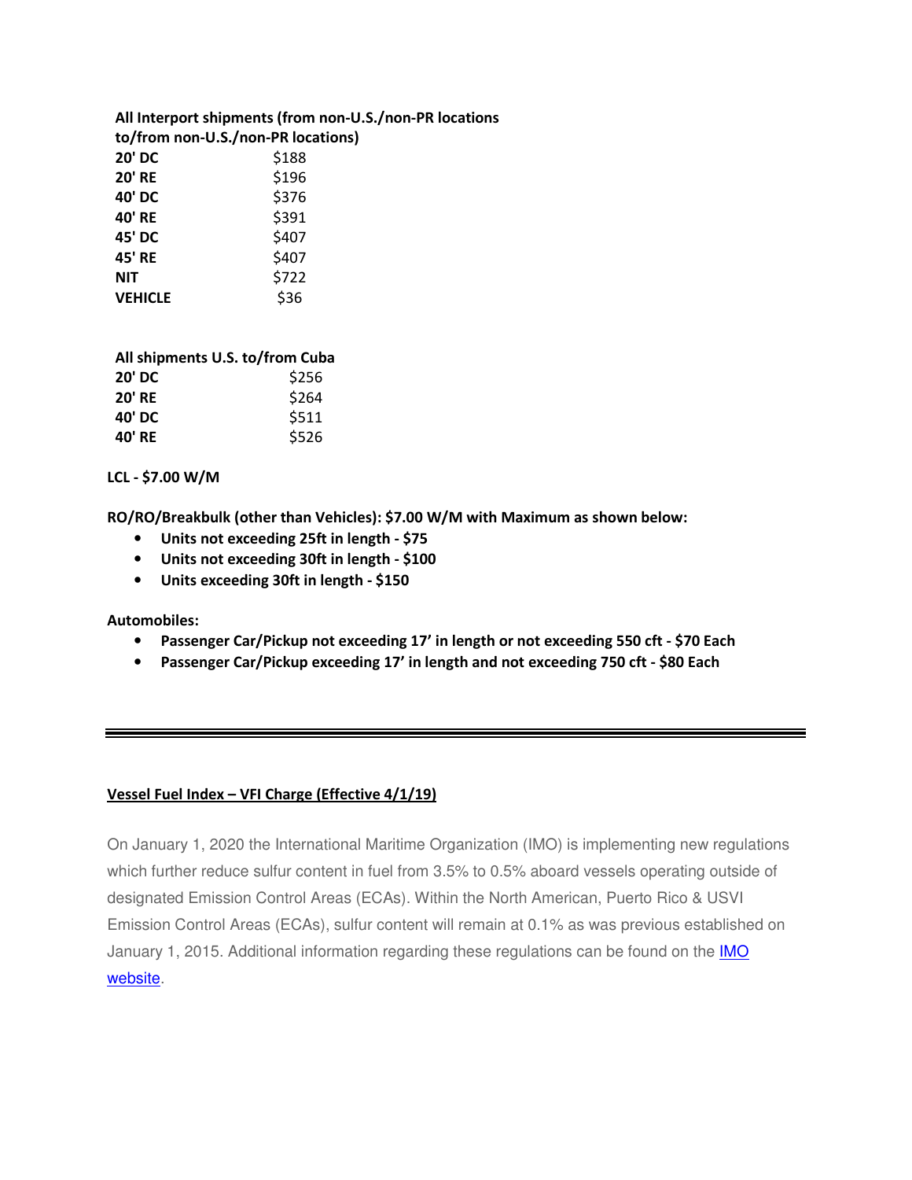| All Interport shipments (from non-U.S./non-PR locations to/from non-U.S./non-PR locations) | |
|---|---|
| 20' DC | $188 |
| 20' RE | $196 |
| 40' DC | $376 |
| 40' RE | $391 |
| 45' DC | $407 |
| 45' RE | $407 |
| NIT | $722 |
| VEHICLE | $36 |

| All shipments U.S. to/from Cuba | |
|---|---|
| 20' DC | $256 |
| 20' RE | $264 |
| 40' DC | $511 |
| 40' RE | $526 |

**LCL - $7.00 W/M**

**RO/RO/Breakbulk (other than Vehicles): $7.00 W/M with Maximum as shown below:**

- **Units not exceeding 25ft in length - $75**
- **Units not exceeding 30ft in length - $100**
- **Units exceeding 30ft in length - $150**

**Automobiles:**

- **Passenger Car/Pickup not exceeding 17' in length or not exceeding 550 cft - $70 Each**
- **Passenger Car/Pickup exceeding 17' in length and not exceeding 750 cft - $80 Each**

---

## Vessel Fuel Index – VFI Charge (Effective 4/1/19)

On January 1, 2020 the International Maritime Organization (IMO) is implementing new regulations which further reduce sulfur content in fuel from 3.5% to 0.5% aboard vessels operating outside of designated Emission Control Areas (ECAs). Within the North American, Puerto Rico & USVI Emission Control Areas (ECAs), sulfur content will remain at 0.1% as was previous established on January 1, 2015. Additional information regarding these regulations can be found on the IMO website.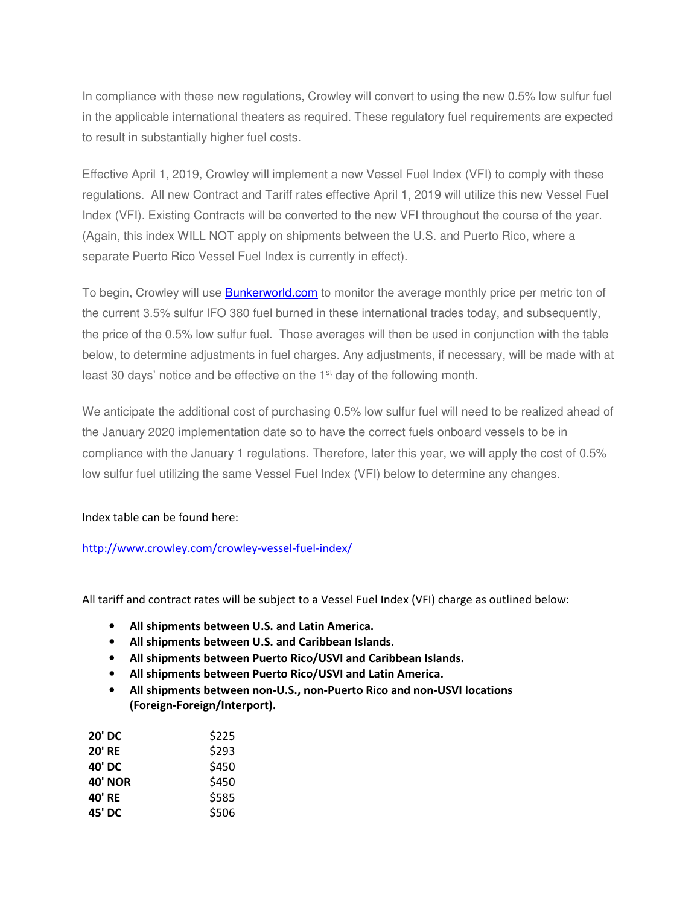In compliance with these new regulations, Crowley will convert to using the new 0.5% low sulfur fuel in the applicable international theaters as required. These regulatory fuel requirements are expected to result in substantially higher fuel costs.

Effective April 1, 2019, Crowley will implement a new Vessel Fuel Index (VFI) to comply with these regulations. All new Contract and Tariff rates effective April 1, 2019 will utilize this new Vessel Fuel Index (VFI). Existing Contracts will be converted to the new VFI throughout the course of the year. (Again, this index WILL NOT apply on shipments between the U.S. and Puerto Rico, where a separate Puerto Rico Vessel Fuel Index is currently in effect).

To begin, Crowley will use Bunkerworld.com to monitor the average monthly price per metric ton of the current 3.5% sulfur IFO 380 fuel burned in these international trades today, and subsequently, the price of the 0.5% low sulfur fuel. Those averages will then be used in conjunction with the table below, to determine adjustments in fuel charges. Any adjustments, if necessary, will be made with at least 30 days' notice and be effective on the 1st day of the following month.

We anticipate the additional cost of purchasing 0.5% low sulfur fuel will need to be realized ahead of the January 2020 implementation date so to have the correct fuels onboard vessels to be in compliance with the January 1 regulations. Therefore, later this year, we will apply the cost of 0.5% low sulfur fuel utilizing the same Vessel Fuel Index (VFI) below to determine any changes.

Index table can be found here:

http://www.crowley.com/crowley-vessel-fuel-index/

All tariff and contract rates will be subject to a Vessel Fuel Index (VFI) charge as outlined below:

- **All shipments between U.S. and Latin America.**
- **All shipments between U.S. and Caribbean Islands.**
- **All shipments between Puerto Rico/USVI and Caribbean Islands.**
- **All shipments between Puerto Rico/USVI and Latin America.**
- **All shipments between non-U.S., non-Puerto Rico and non-USVI locations (Foreign-Foreign/Interport).**

| | |
|---|---|
| **20' DC** | $225 |
| **20' RE** | $293 |
| **40' DC** | $450 |
| **40' NOR** | $450 |
| **40' RE** | $585 |
| **45' DC** | $506 |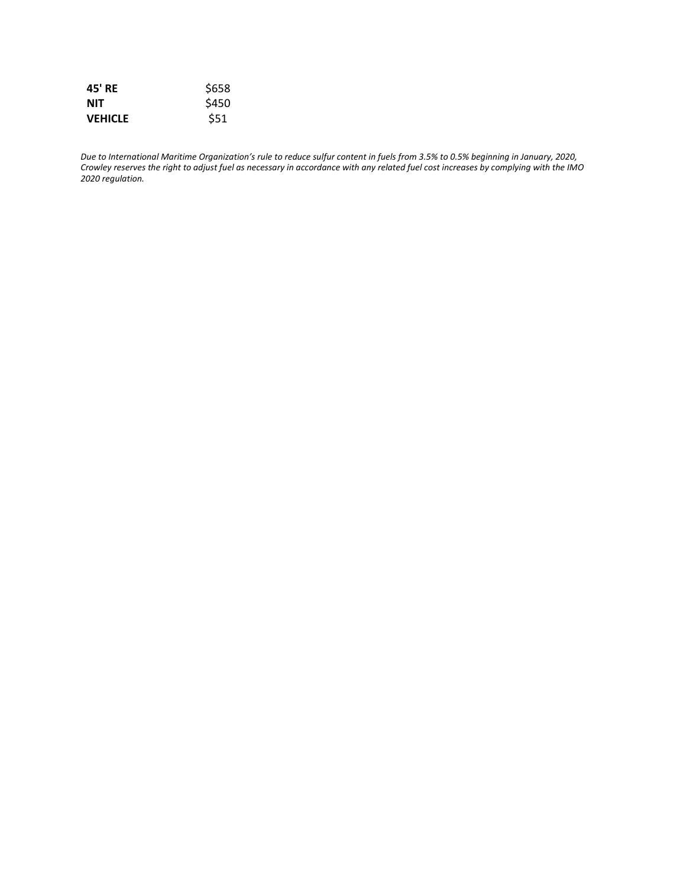| | |
|---|---|
| **45' RE** | $658 |
| **NIT** | $450 |
| **VEHICLE** | $51 |

*Due to International Maritime Organization's rule to reduce sulfur content in fuels from 3.5% to 0.5% beginning in January, 2020, Crowley reserves the right to adjust fuel as necessary in accordance with any related fuel cost increases by complying with the IMO 2020 regulation.*